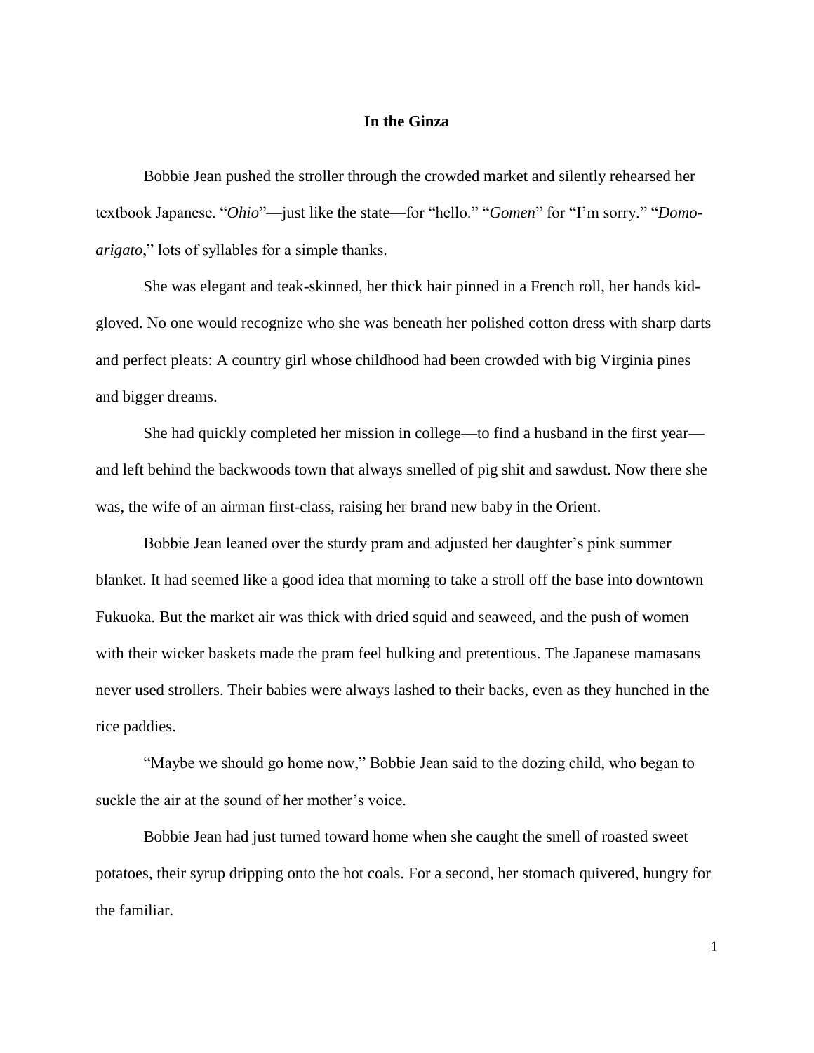# In the Ginza

Bobbie Jean pushed the stroller through the crowded market and silently rehearsed her textbook Japanese. "*Ohio*"—just like the state—for "hello." "*Gomen*" for "I'm sorry." "*Domo-arigato*," lots of syllables for a simple thanks.

She was elegant and teak-skinned, her thick hair pinned in a French roll, her hands kid-gloved. No one would recognize who she was beneath her polished cotton dress with sharp darts and perfect pleats: A country girl whose childhood had been crowded with big Virginia pines and bigger dreams.

She had quickly completed her mission in college—to find a husband in the first year—and left behind the backwoods town that always smelled of pig shit and sawdust. Now there she was, the wife of an airman first-class, raising her brand new baby in the Orient.

Bobbie Jean leaned over the sturdy pram and adjusted her daughter's pink summer blanket. It had seemed like a good idea that morning to take a stroll off the base into downtown Fukuoka. But the market air was thick with dried squid and seaweed, and the push of women with their wicker baskets made the pram feel hulking and pretentious. The Japanese mamasans never used strollers. Their babies were always lashed to their backs, even as they hunched in the rice paddies.

"Maybe we should go home now," Bobbie Jean said to the dozing child, who began to suckle the air at the sound of her mother's voice.

Bobbie Jean had just turned toward home when she caught the smell of roasted sweet potatoes, their syrup dripping onto the hot coals. For a second, her stomach quivered, hungry for the familiar.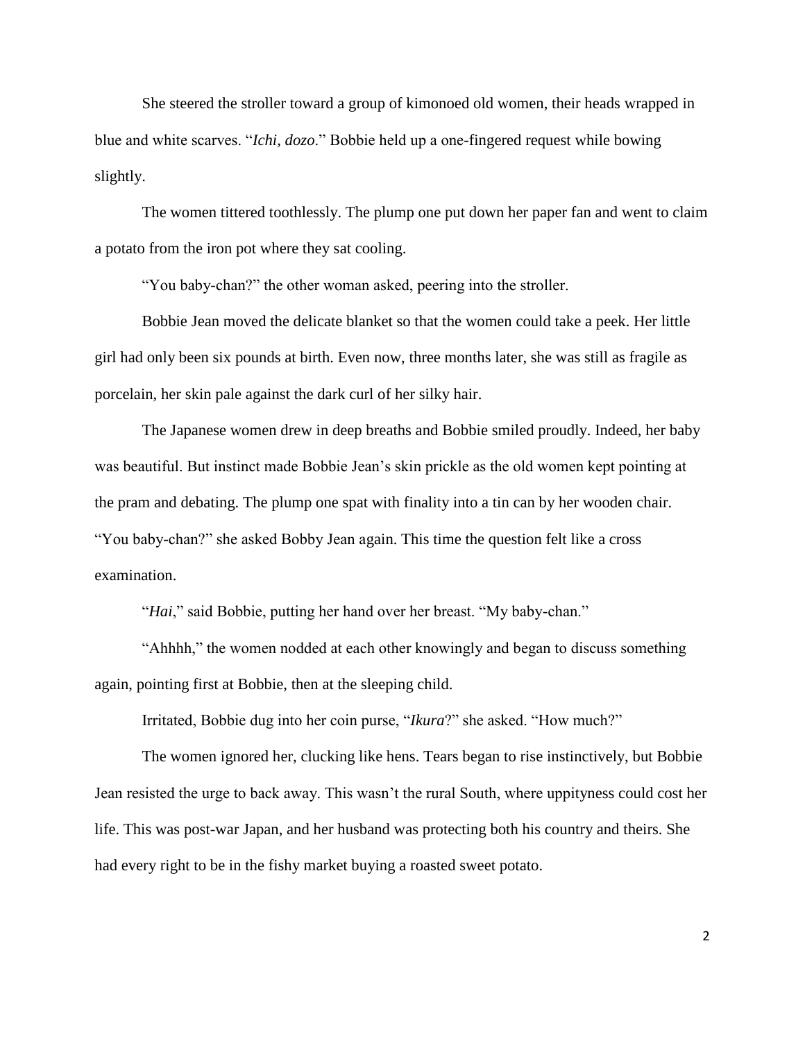She steered the stroller toward a group of kimonoed old women, their heads wrapped in blue and white scarves. "*Ichi, dozo*." Bobbie held up a one-fingered request while bowing slightly.

The women tittered toothlessly. The plump one put down her paper fan and went to claim a potato from the iron pot where they sat cooling.

"You baby-chan?" the other woman asked, peering into the stroller.

Bobbie Jean moved the delicate blanket so that the women could take a peek. Her little girl had only been six pounds at birth. Even now, three months later, she was still as fragile as porcelain, her skin pale against the dark curl of her silky hair.

The Japanese women drew in deep breaths and Bobbie smiled proudly. Indeed, her baby was beautiful. But instinct made Bobbie Jean's skin prickle as the old women kept pointing at the pram and debating. The plump one spat with finality into a tin can by her wooden chair. "You baby-chan?" she asked Bobby Jean again. This time the question felt like a cross examination.

"*Hai*," said Bobbie, putting her hand over her breast. "My baby-chan."

"Ahhhh," the women nodded at each other knowingly and began to discuss something again, pointing first at Bobbie, then at the sleeping child.

Irritated, Bobbie dug into her coin purse, "*Ikura*?" she asked. "How much?"

The women ignored her, clucking like hens. Tears began to rise instinctively, but Bobbie Jean resisted the urge to back away. This wasn't the rural South, where uppityness could cost her life. This was post-war Japan, and her husband was protecting both his country and theirs. She had every right to be in the fishy market buying a roasted sweet potato.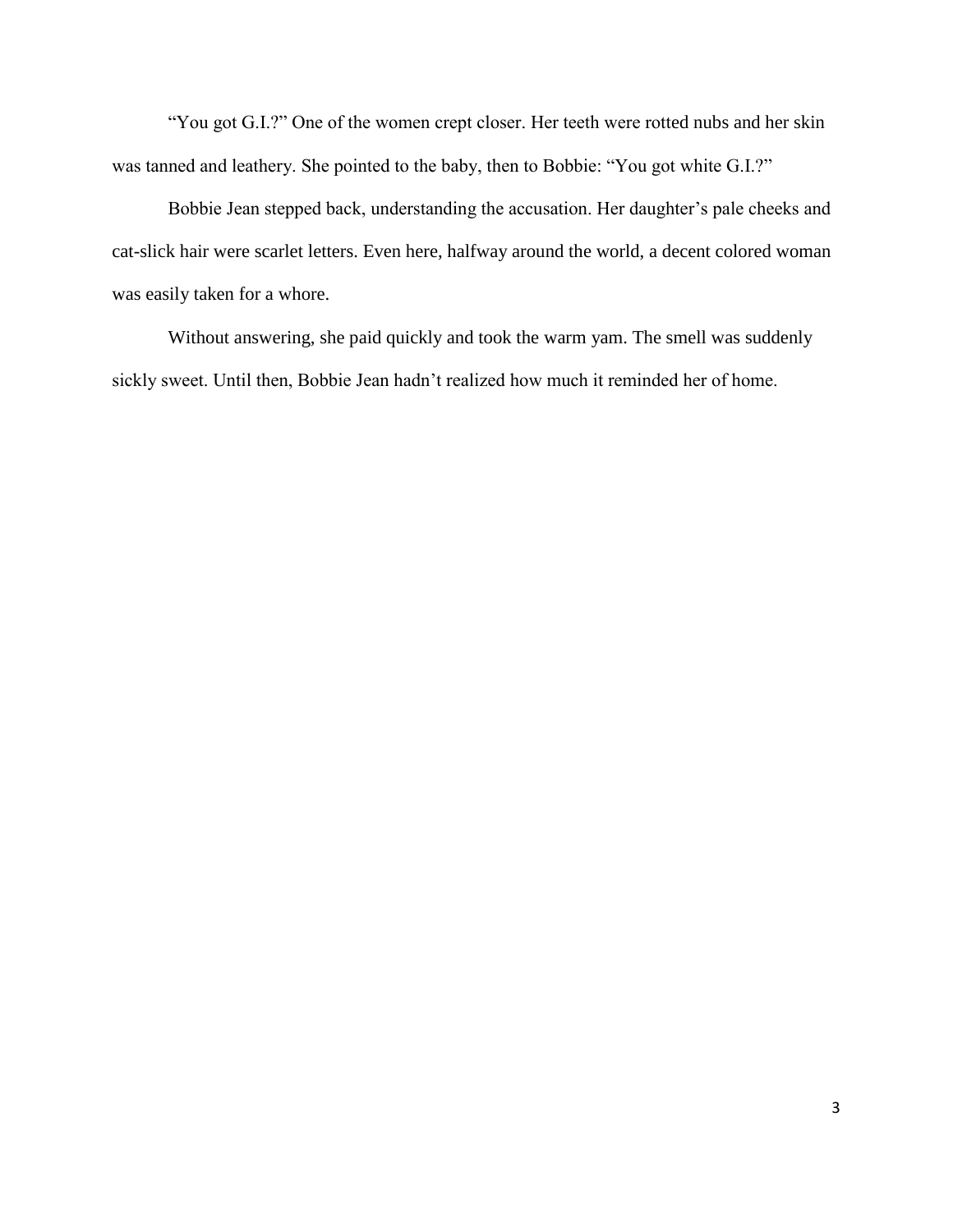"You got G.I.?" One of the women crept closer. Her teeth were rotted nubs and her skin was tanned and leathery. She pointed to the baby, then to Bobbie: "You got white G.I.?"

Bobbie Jean stepped back, understanding the accusation. Her daughter's pale cheeks and cat-slick hair were scarlet letters. Even here, halfway around the world, a decent colored woman was easily taken for a whore.

Without answering, she paid quickly and took the warm yam. The smell was suddenly sickly sweet. Until then, Bobbie Jean hadn't realized how much it reminded her of home.